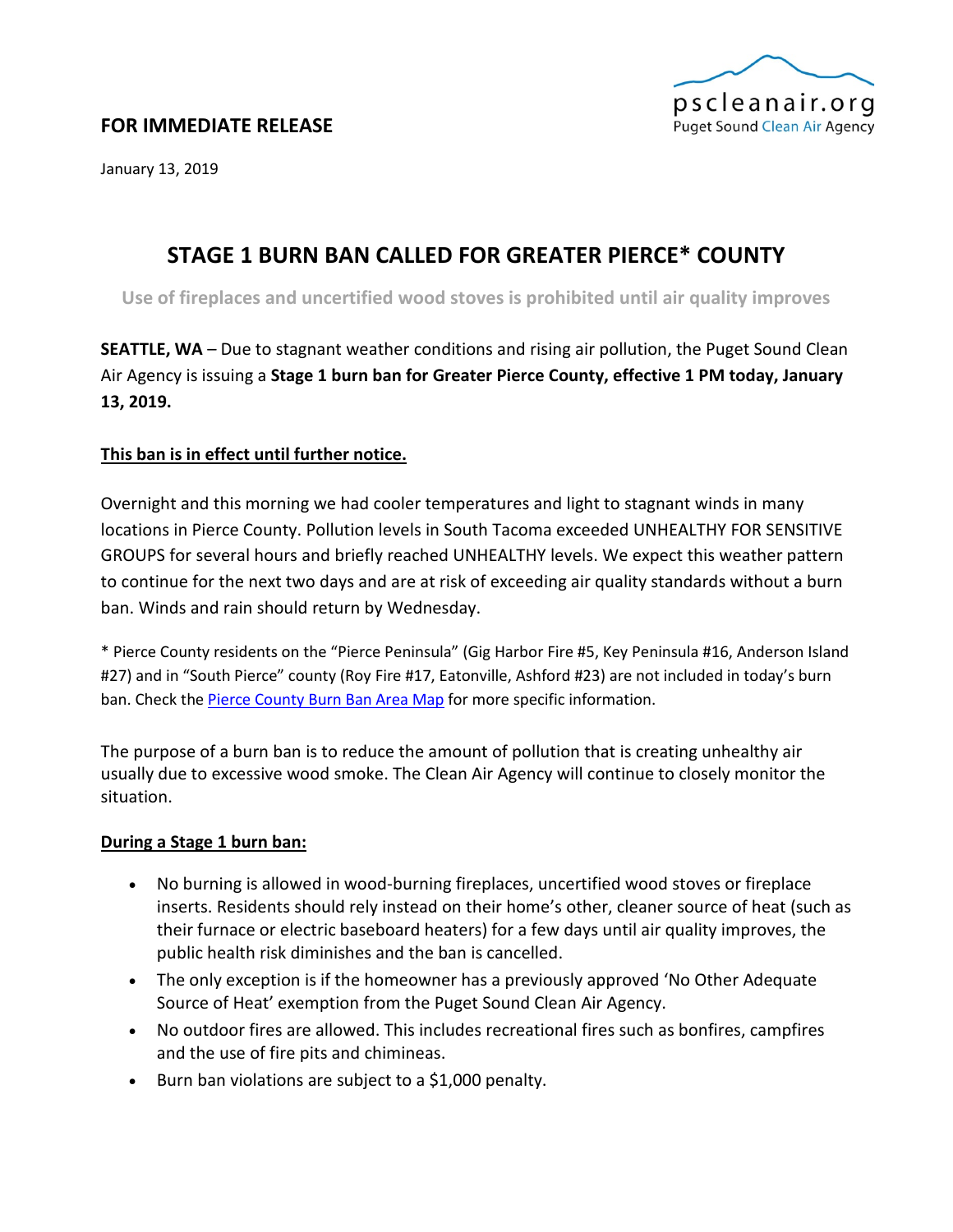pscleanair.org
Puget Sound Clean Air Agency

**FOR IMMEDIATE RELEASE**

January 13, 2019

# STAGE 1 BURN BAN CALLED FOR GREATER PIERCE* COUNTY

**Use of fireplaces and uncertified wood stoves is prohibited until air quality improves**

**SEATTLE, WA** – Due to stagnant weather conditions and rising air pollution, the Puget Sound Clean Air Agency is issuing a **Stage 1 burn ban for Greater Pierce County, effective 1 PM today, January 13, 2019.**

**<u>This ban is in effect until further notice.</u>**

Overnight and this morning we had cooler temperatures and light to stagnant winds in many locations in Pierce County. Pollution levels in South Tacoma exceeded UNHEALTHY FOR SENSITIVE GROUPS for several hours and briefly reached UNHEALTHY levels. We expect this weather pattern to continue for the next two days and are at risk of exceeding air quality standards without a burn ban. Winds and rain should return by Wednesday.

* Pierce County residents on the "Pierce Peninsula" (Gig Harbor Fire #5, Key Peninsula #16, Anderson Island #27) and in "South Pierce" county (Roy Fire #17, Eatonville, Ashford #23) are not included in today's burn ban. Check the Pierce County Burn Ban Area Map for more specific information.

The purpose of a burn ban is to reduce the amount of pollution that is creating unhealthy air usually due to excessive wood smoke. The Clean Air Agency will continue to closely monitor the situation.

**<u>During a Stage 1 burn ban:</u>**

- No burning is allowed in wood-burning fireplaces, uncertified wood stoves or fireplace inserts. Residents should rely instead on their home's other, cleaner source of heat (such as their furnace or electric baseboard heaters) for a few days until air quality improves, the public health risk diminishes and the ban is cancelled.
- The only exception is if the homeowner has a previously approved 'No Other Adequate Source of Heat' exemption from the Puget Sound Clean Air Agency.
- No outdoor fires are allowed. This includes recreational fires such as bonfires, campfires and the use of fire pits and chimineas.
- Burn ban violations are subject to a $1,000 penalty.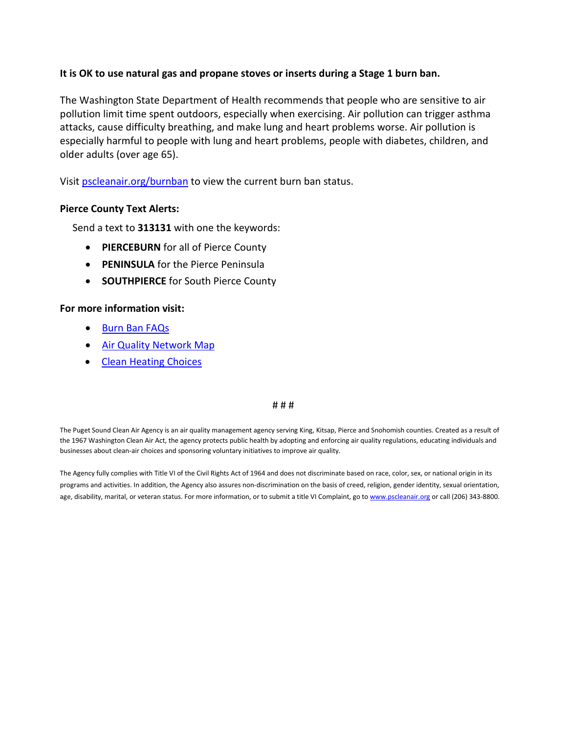**It is OK to use natural gas and propane stoves or inserts during a Stage 1 burn ban.**

The Washington State Department of Health recommends that people who are sensitive to air pollution limit time spent outdoors, especially when exercising. Air pollution can trigger asthma attacks, cause difficulty breathing, and make lung and heart problems worse. Air pollution is especially harmful to people with lung and heart problems, people with diabetes, children, and older adults (over age 65).

Visit pscleanair.org/burnban to view the current burn ban status.

**Pierce County Text Alerts:**

Send a text to **313131** with one the keywords:

- **PIERCEBURN** for all of Pierce County
- **PENINSULA** for the Pierce Peninsula
- **SOUTHPIERCE** for South Pierce County

**For more information visit:**

- Burn Ban FAQs
- Air Quality Network Map
- Clean Heating Choices

# # #

The Puget Sound Clean Air Agency is an air quality management agency serving King, Kitsap, Pierce and Snohomish counties. Created as a result of the 1967 Washington Clean Air Act, the agency protects public health by adopting and enforcing air quality regulations, educating individuals and businesses about clean-air choices and sponsoring voluntary initiatives to improve air quality.

The Agency fully complies with Title VI of the Civil Rights Act of 1964 and does not discriminate based on race, color, sex, or national origin in its programs and activities. In addition, the Agency also assures non-discrimination on the basis of creed, religion, gender identity, sexual orientation, age, disability, marital, or veteran status. For more information, or to submit a title VI Complaint, go to www.pscleanair.org or call (206) 343-8800.